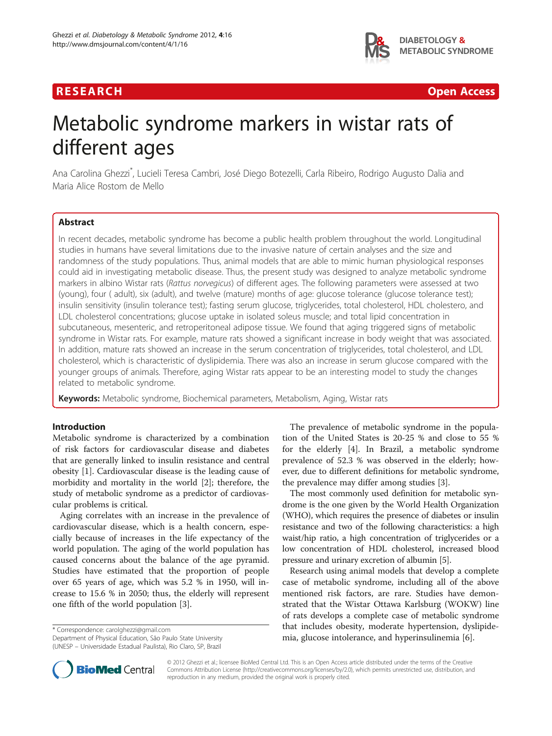RESEARCH Open Access

# Metabolic syndrome markers in wistar rats of different ages

Ana Carolina Ghezzi*, Lucieli Teresa Cambri, José Diego Botezelli, Carla Ribeiro, Rodrigo Augusto Dalia and Maria Alice Rostom de Mello

## Abstract

In recent decades, metabolic syndrome has become a public health problem throughout the world. Longitudinal studies in humans have several limitations due to the invasive nature of certain analyses and the size and randomness of the study populations. Thus, animal models that are able to mimic human physiological responses could aid in investigating metabolic disease. Thus, the present study was designed to analyze metabolic syndrome markers in albino Wistar rats (*Rattus norvegicus*) of different ages. The following parameters were assessed at two (young), four ( adult), six (adult), and twelve (mature) months of age: glucose tolerance (glucose tolerance test); insulin sensitivity (insulin tolerance test); fasting serum glucose, triglycerides, total cholesterol, HDL cholestero, and LDL cholesterol concentrations; glucose uptake in isolated soleus muscle; and total lipid concentration in subcutaneous, mesenteric, and retroperitoneal adipose tissue. We found that aging triggered signs of metabolic syndrome in Wistar rats. For example, mature rats showed a significant increase in body weight that was associated. In addition, mature rats showed an increase in the serum concentration of triglycerides, total cholesterol, and LDL cholesterol, which is characteristic of dyslipidemia. There was also an increase in serum glucose compared with the younger groups of animals. Therefore, aging Wistar rats appear to be an interesting model to study the changes related to metabolic syndrome.

**Keywords:** Metabolic syndrome, Biochemical parameters, Metabolism, Aging, Wistar rats

## Introduction

Metabolic syndrome is characterized by a combination of risk factors for cardiovascular disease and diabetes that are generally linked to insulin resistance and central obesity [1]. Cardiovascular disease is the leading cause of morbidity and mortality in the world [2]; therefore, the study of metabolic syndrome as a predictor of cardiovascular problems is critical.

Aging correlates with an increase in the prevalence of cardiovascular disease, which is a health concern, especially because of increases in the life expectancy of the world population. The aging of the world population has caused concerns about the balance of the age pyramid. Studies have estimated that the proportion of people over 65 years of age, which was 5.2 % in 1950, will increase to 15.6 % in 2050; thus, the elderly will represent one fifth of the world population [3].

The prevalence of metabolic syndrome in the population of the United States is 20-25 % and close to 55 % for the elderly [4]. In Brazil, a metabolic syndrome prevalence of 52.3 % was observed in the elderly; however, due to different definitions for metabolic syndrome, the prevalence may differ among studies [3].

The most commonly used definition for metabolic syndrome is the one given by the World Health Organization (WHO), which requires the presence of diabetes or insulin resistance and two of the following characteristics: a high waist/hip ratio, a high concentration of triglycerides or a low concentration of HDL cholesterol, increased blood pressure and urinary excretion of albumin [5].

Research using animal models that develop a complete case of metabolic syndrome, including all of the above mentioned risk factors, are rare. Studies have demonstrated that the Wistar Ottawa Karlsburg (WOKW) line of rats develops a complete case of metabolic syndrome that includes obesity, moderate hypertension, dyslipidemia, glucose intolerance, and hyperinsulinemia [6].

\* Correspondence: carolghezzi@gmail.com
Department of Physical Education, São Paulo State University (UNESP – Universidade Estadual Paulista), Rio Claro, SP, Brazil

© 2012 Ghezzi et al.; licensee BioMed Central Ltd. This is an Open Access article distributed under the terms of the Creative Commons Attribution License (http://creativecommons.org/licenses/by/2.0), which permits unrestricted use, distribution, and reproduction in any medium, provided the original work is properly cited.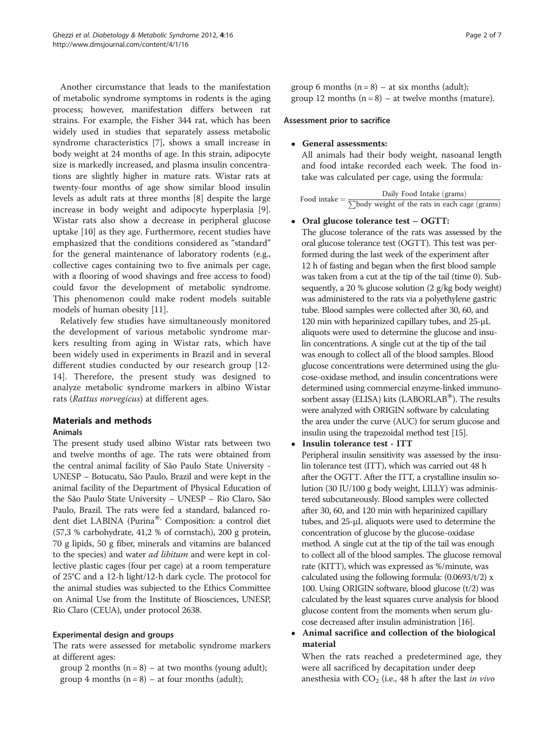Another circumstance that leads to the manifestation of metabolic syndrome symptoms in rodents is the aging process; however, manifestation differs between rat strains. For example, the Fisher 344 rat, which has been widely used in studies that separately assess metabolic syndrome characteristics [7], shows a small increase in body weight at 24 months of age. In this strain, adipocyte size is markedly increased, and plasma insulin concentrations are slightly higher in mature rats. Wistar rats at twenty-four months of age show similar blood insulin levels as adult rats at three months [8] despite the large increase in body weight and adipocyte hyperplasia [9]. Wistar rats also show a decrease in peripheral glucose uptake [10] as they age. Furthermore, recent studies have emphasized that the conditions considered as "standard" for the general maintenance of laboratory rodents (e.g., collective cages containing two to five animals per cage, with a flooring of wood shavings and free access to food) could favor the development of metabolic syndrome. This phenomenon could make rodent models suitable models of human obesity [11].

Relatively few studies have simultaneously monitored the development of various metabolic syndrome markers resulting from aging in Wistar rats, which have been widely used in experiments in Brazil and in several different studies conducted by our research group [12-14]. Therefore, the present study was designed to analyze metabolic syndrome markers in albino Wistar rats (*Rattus norvegicus*) at different ages.

## Materials and methods

### Animals

The present study used albino Wistar rats between two and twelve months of age. The rats were obtained from the central animal facility of São Paulo State University - UNESP – Botucatu, São Paulo, Brazil and were kept in the animal facility of the Department of Physical Education of the São Paulo State University – UNESP – Rio Claro, São Paulo, Brazil. The rats were fed a standard, balanced rodent diet LABINA (Purina®, Composition: a control diet (57,3 % carbohydrate, 41,2 % of cornstach), 200 g protein, 70 g lipids, 50 g fiber, minerals and vitamins are balanced to the species) and water *ad libitum* and were kept in collective plastic cages (four per cage) at a room temperature of 25°C and a 12-h light/12-h dark cycle. The protocol for the animal studies was subjected to the Ethics Committee on Animal Use from the Institute of Biosciences, UNESP, Rio Claro (CEUA), under protocol 2638.

### Experimental design and groups

The rats were assessed for metabolic syndrome markers at different ages:

group 2 months (n = 8) – at two months (young adult);
group 4 months (n = 8) – at four months (adult);
group 6 months (n = 8) – at six months (adult);
group 12 months (n = 8) – at twelve months (mature).

### Assessment prior to sacrifice

- **General assessments:**
  All animals had their body weight, nasoanal length and food intake recorded each week. The food intake was calculated per cage, using the formula:

$$\text{Food intake} = \frac{\text{Daily Food Intake (grams)}}{\sum \text{body weight of the rats in each cage (grams)}}$$

- **Oral glucose tolerance test – OGTT:**
  The glucose tolerance of the rats was assessed by the oral glucose tolerance test (OGTT). This test was performed during the last week of the experiment after 12 h of fasting and began when the first blood sample was taken from a cut at the tip of the tail (time 0). Subsequently, a 20 % glucose solution (2 g/kg body weight) was administered to the rats via a polyethylene gastric tube. Blood samples were collected after 30, 60, and 120 min with heparinized capillary tubes, and 25-μL aliquots were used to determine the glucose and insulin concentrations. A single cut at the tip of the tail was enough to collect all of the blood samples. Blood glucose concentrations were determined using the glucose-oxidase method, and insulin concentrations were determined using commercial enzyme-linked immunosorbent assay (ELISA) kits (LABORLAB®). The results were analyzed with ORIGIN software by calculating the area under the curve (AUC) for serum glucose and insulin using the trapezoidal method test [15].
- **Insulin tolerance test - ITT**
  Peripheral insulin sensitivity was assessed by the insulin tolerance test (ITT), which was carried out 48 h after the OGTT. After the ITT, a crystalline insulin solution (30 IU/100 g body weight, LILLY) was administered subcutaneously. Blood samples were collected after 30, 60, and 120 min with heparinized capillary tubes, and 25-μL aliquots were used to determine the concentration of glucose by the glucose-oxidase method. A single cut at the tip of the tail was enough to collect all of the blood samples. The glucose removal rate (KITT), which was expressed as %/minute, was calculated using the following formula: $(0.0693/t/2) \times 100$. Using ORIGIN software, blood glucose (t/2) was calculated by the least squares curve analysis for blood glucose content from the moments when serum glucose decreased after insulin administration [16].
- **Animal sacrifice and collection of the biological material**
  When the rats reached a predetermined age, they were all sacrificed by decapitation under deep anesthesia with $CO_2$ (i.e., 48 h after the last *in vivo*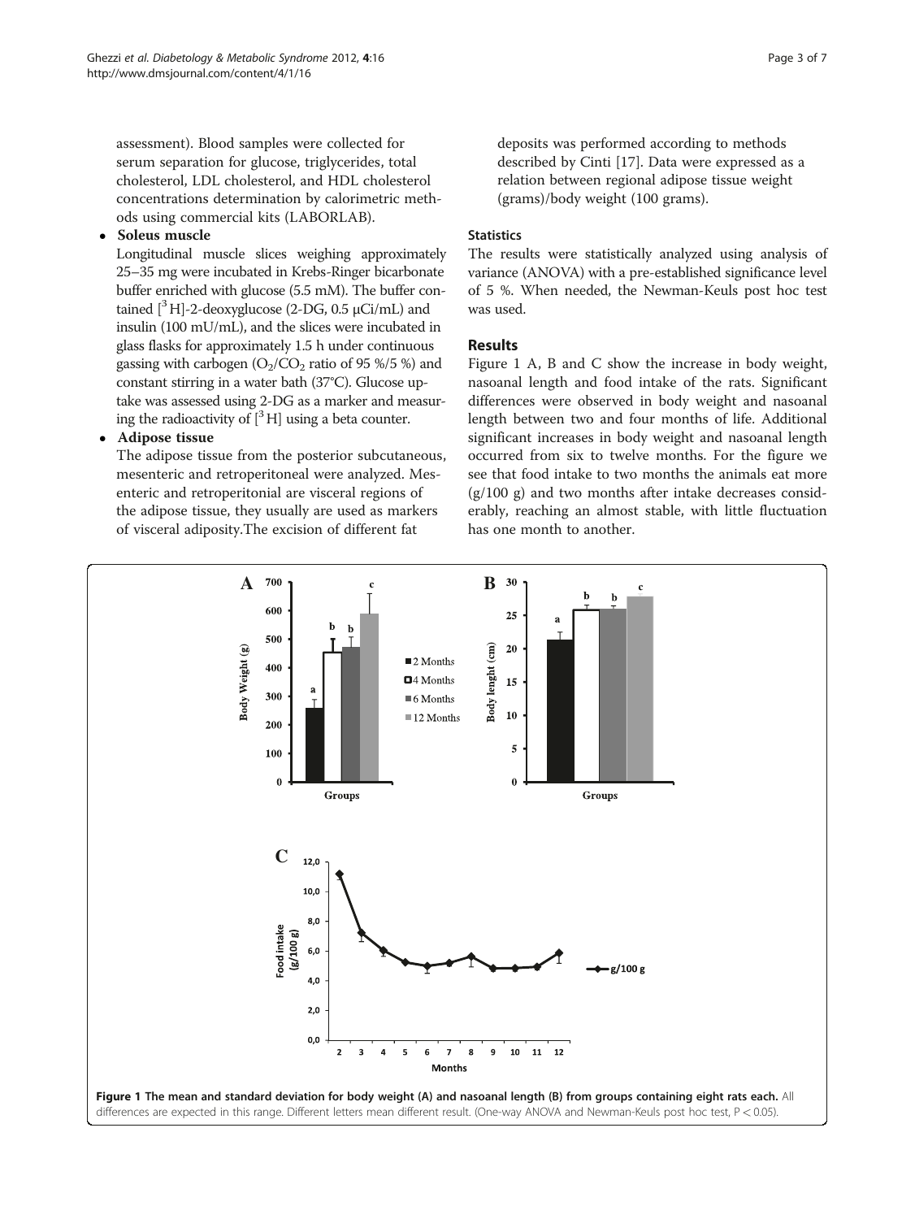assessment). Blood samples were collected for serum separation for glucose, triglycerides, total cholesterol, LDL cholesterol, and HDL cholesterol concentrations determination by calorimetric methods using commercial kits (LABORLAB).

- **Soleus muscle**

  Longitudinal muscle slices weighing approximately 25–35 mg were incubated in Krebs-Ringer bicarbonate buffer enriched with glucose (5.5 mM). The buffer contained [$^3$H]-2-deoxyglucose (2-DG, 0.5 μCi/mL) and insulin (100 mU/mL), and the slices were incubated in glass flasks for approximately 1.5 h under continuous gassing with carbogen ($O_2$/$CO_2$ ratio of 95 %/5 %) and constant stirring in a water bath (37°C). Glucose uptake was assessed using 2-DG as a marker and measuring the radioactivity of [$^3$H] using a beta counter.

- **Adipose tissue**

  The adipose tissue from the posterior subcutaneous, mesenteric and retroperitoneal were analyzed. Mesenteric and retroperitonial are visceral regions of the adipose tissue, they usually are used as markers of visceral adiposity.The excision of different fat deposits was performed according to methods described by Cinti [17]. Data were expressed as a relation between regional adipose tissue weight (grams)/body weight (100 grams).

### Statistics

The results were statistically analyzed using analysis of variance (ANOVA) with a pre-established significance level of 5 %. When needed, the Newman-Keuls post hoc test was used.

## Results

Figure 1 A, B and C show the increase in body weight, nasoanal length and food intake of the rats. Significant differences were observed in body weight and nasoanal length between two and four months of life. Additional significant increases in body weight and nasoanal length occurred from six to twelve months. For the figure we see that food intake to two months the animals eat more (g/100 g) and two months after intake decreases considerably, reaching an almost stable, with little fluctuation has one month to another.

**Figure 1 The mean and standard deviation for body weight (A) and nasoanal length (B) from groups containing eight rats each.** All differences are expected in this range. Different letters mean different result. (One-way ANOVA and Newman-Keuls post hoc test, $P < 0.05$).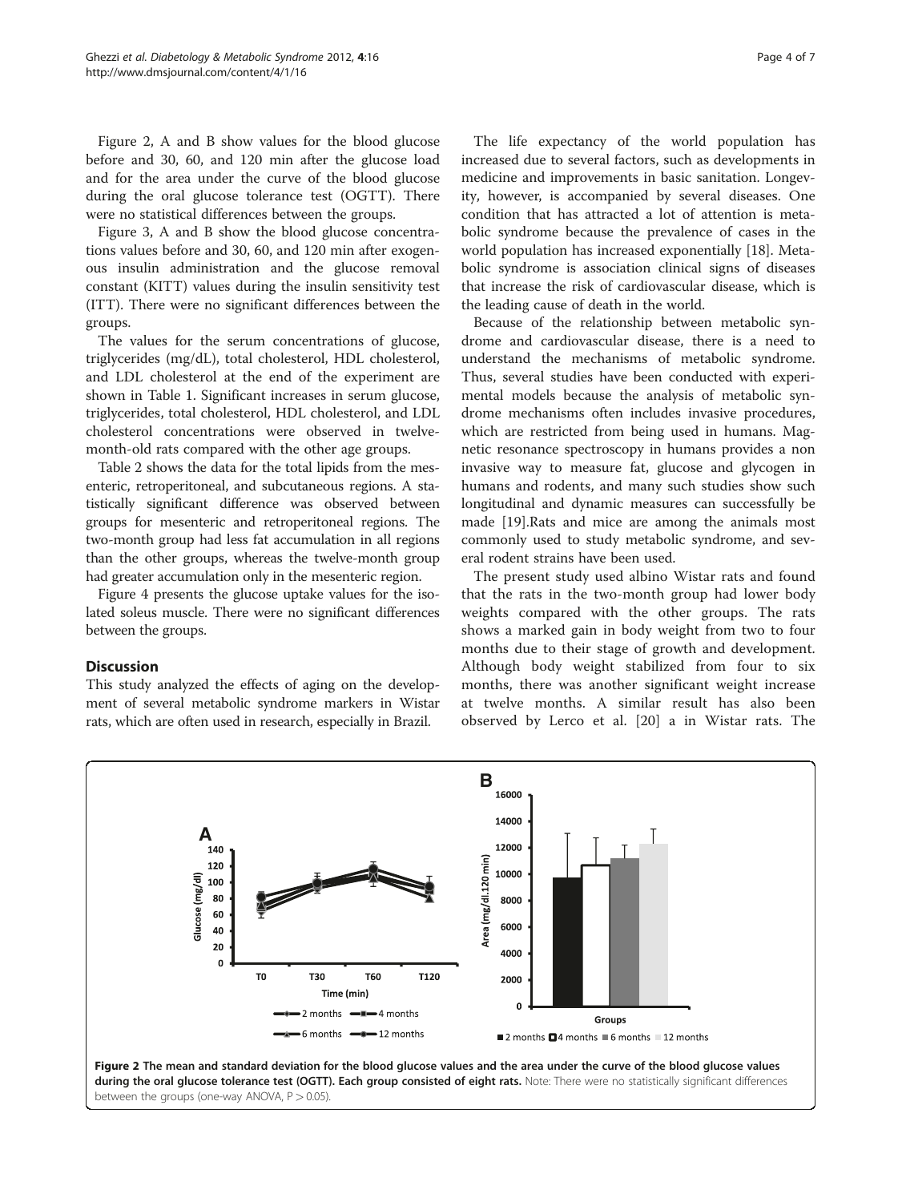Figure 2, A and B show values for the blood glucose before and 30, 60, and 120 min after the glucose load and for the area under the curve of the blood glucose during the oral glucose tolerance test (OGTT). There were no statistical differences between the groups.

Figure 3, A and B show the blood glucose concentrations values before and 30, 60, and 120 min after exogenous insulin administration and the glucose removal constant (KITT) values during the insulin sensitivity test (ITT). There were no significant differences between the groups.

The values for the serum concentrations of glucose, triglycerides (mg/dL), total cholesterol, HDL cholesterol, and LDL cholesterol at the end of the experiment are shown in Table 1. Significant increases in serum glucose, triglycerides, total cholesterol, HDL cholesterol, and LDL cholesterol concentrations were observed in twelve-month-old rats compared with the other age groups.

Table 2 shows the data for the total lipids from the mesenteric, retroperitoneal, and subcutaneous regions. A statistically significant difference was observed between groups for mesenteric and retroperitoneal regions. The two-month group had less fat accumulation in all regions than the other groups, whereas the twelve-month group had greater accumulation only in the mesenteric region.

Figure 4 presents the glucose uptake values for the isolated soleus muscle. There were no significant differences between the groups.

## Discussion

This study analyzed the effects of aging on the development of several metabolic syndrome markers in Wistar rats, which are often used in research, especially in Brazil.

The life expectancy of the world population has increased due to several factors, such as developments in medicine and improvements in basic sanitation. Longevity, however, is accompanied by several diseases. One condition that has attracted a lot of attention is metabolic syndrome because the prevalence of cases in the world population has increased exponentially [18]. Metabolic syndrome is association clinical signs of diseases that increase the risk of cardiovascular disease, which is the leading cause of death in the world.

Because of the relationship between metabolic syndrome and cardiovascular disease, there is a need to understand the mechanisms of metabolic syndrome. Thus, several studies have been conducted with experimental models because the analysis of metabolic syndrome mechanisms often includes invasive procedures, which are restricted from being used in humans. Magnetic resonance spectroscopy in humans provides a non invasive way to measure fat, glucose and glycogen in humans and rodents, and many such studies show such longitudinal and dynamic measures can successfully be made [19].Rats and mice are among the animals most commonly used to study metabolic syndrome, and several rodent strains have been used.

The present study used albino Wistar rats and found that the rats in the two-month group had lower body weights compared with the other groups. The rats shows a marked gain in body weight from two to four months due to their stage of growth and development. Although body weight stabilized from four to six months, there was another significant weight increase at twelve months. A similar result has also been observed by Lerco et al. [20] a in Wistar rats. The

A

Glucose (mg/dl)

140
120
100
80
60
40
20
0

T0 T30 T60 T120

Time (min)

2 months 4 months 6 months 12 months

B

Area (mg/dl.120 min)

16000
14000
12000
10000
8000
6000
4000
2000
0

Groups

2 months 4 months 6 months 12 months

**Figure 2 The mean and standard deviation for the blood glucose values and the area under the curve of the blood glucose values during the oral glucose tolerance test (OGTT). Each group consisted of eight rats.** Note: There were no statistically significant differences between the groups (one-way ANOVA, $P > 0.05$).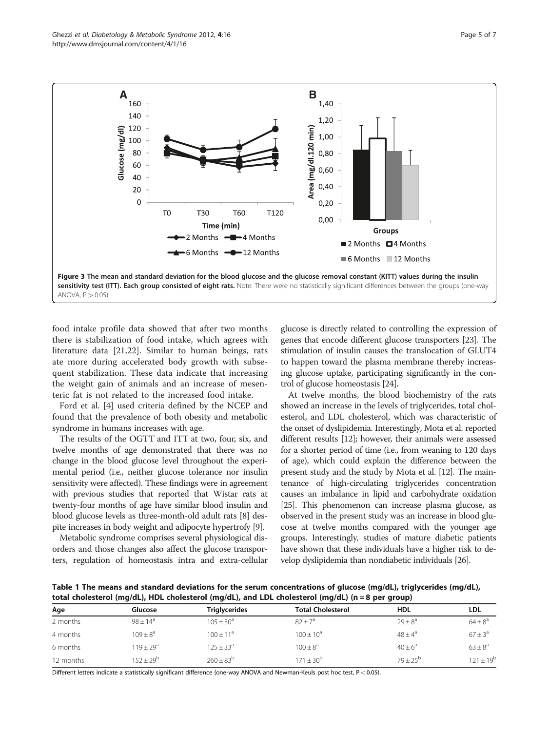**Figure 3 The mean and standard deviation for the blood glucose and the glucose removal constant (KITT) values during the insulin sensitivity test (ITT). Each group consisted of eight rats.** Note: There were no statistically significant differences between the groups (one-way ANOVA, $P > 0.05$).

food intake profile data showed that after two months there is stabilization of food intake, which agrees with literature data [21,22]. Similar to human beings, rats ate more during accelerated body growth with subsequent stabilization. These data indicate that increasing the weight gain of animals and an increase of mesenteric fat is not related to the increased food intake.

Ford et al. [4] used criteria defined by the NCEP and found that the prevalence of both obesity and metabolic syndrome in humans increases with age.

The results of the OGTT and ITT at two, four, six, and twelve months of age demonstrated that there was no change in the blood glucose level throughout the experimental period (i.e., neither glucose tolerance nor insulin sensitivity were affected). These findings were in agreement with previous studies that reported that Wistar rats at twenty-four months of age have similar blood insulin and blood glucose levels as three-month-old adult rats [8] despite increases in body weight and adipocyte hypertrofy [9].

Metabolic syndrome comprises several physiological disorders and those changes also affect the glucose transporters, regulation of homeostasis intra and extra-cellular glucose is directly related to controlling the expression of genes that encode different glucose transporters [23]. The stimulation of insulin causes the translocation of GLUT4 to happen toward the plasma membrane thereby increasing glucose uptake, participating significantly in the control of glucose homeostasis [24].

At twelve months, the blood biochemistry of the rats showed an increase in the levels of triglycerides, total cholesterol, and LDL cholesterol, which was characteristic of the onset of dyslipidemia. Interestingly, Mota et al. reported different results [12]; however, their animals were assessed for a shorter period of time (i.e., from weaning to 120 days of age), which could explain the difference between the present study and the study by Mota et al. [12]. The maintenance of high-circulating triglycerides concentration causes an imbalance in lipid and carbohydrate oxidation [25]. This phenomenon can increase plasma glucose, as observed in the present study was an increase in blood glucose at twelve months compared with the younger age groups. Interestingly, studies of mature diabetic patients have shown that these individuals have a higher risk to develop dyslipidemia than nondiabetic individuals [26].

**Table 1 The means and standard deviations for the serum concentrations of glucose (mg/dL), triglycerides (mg/dL), total cholesterol (mg/dL), HDL cholesterol (mg/dL), and LDL cholesterol (mg/dL) (n = 8 per group)**

| Age | Glucose | Triglycerides | Total Cholesterol | HDL | LDL |
|---|---|---|---|---|---|
| 2 months | $98 \pm 14^a$ | $105 \pm 30^a$ | $82 \pm 7^a$ | $29 \pm 8^a$ | $64 \pm 8^a$ |
| 4 months | $109 \pm 8^a$ | $100 \pm 11^a$ | $100 \pm 10^a$ | $48 \pm 4^a$ | $67 \pm 3^a$ |
| 6 months | $119 \pm 29^a$ | $125 \pm 33^a$ | $100 \pm 8^a$ | $40 \pm 6^a$ | $63 \pm 8^a$ |
| 12 months | $152 \pm 29^b$ | $260 \pm 83^b$ | $171 \pm 30^b$ | $79 \pm 25^b$ | $121 \pm 19^b$ |

Different letters indicate a statistically significant difference (one-way ANOVA and Newman-Keuls post hoc test, $P < 0.05$).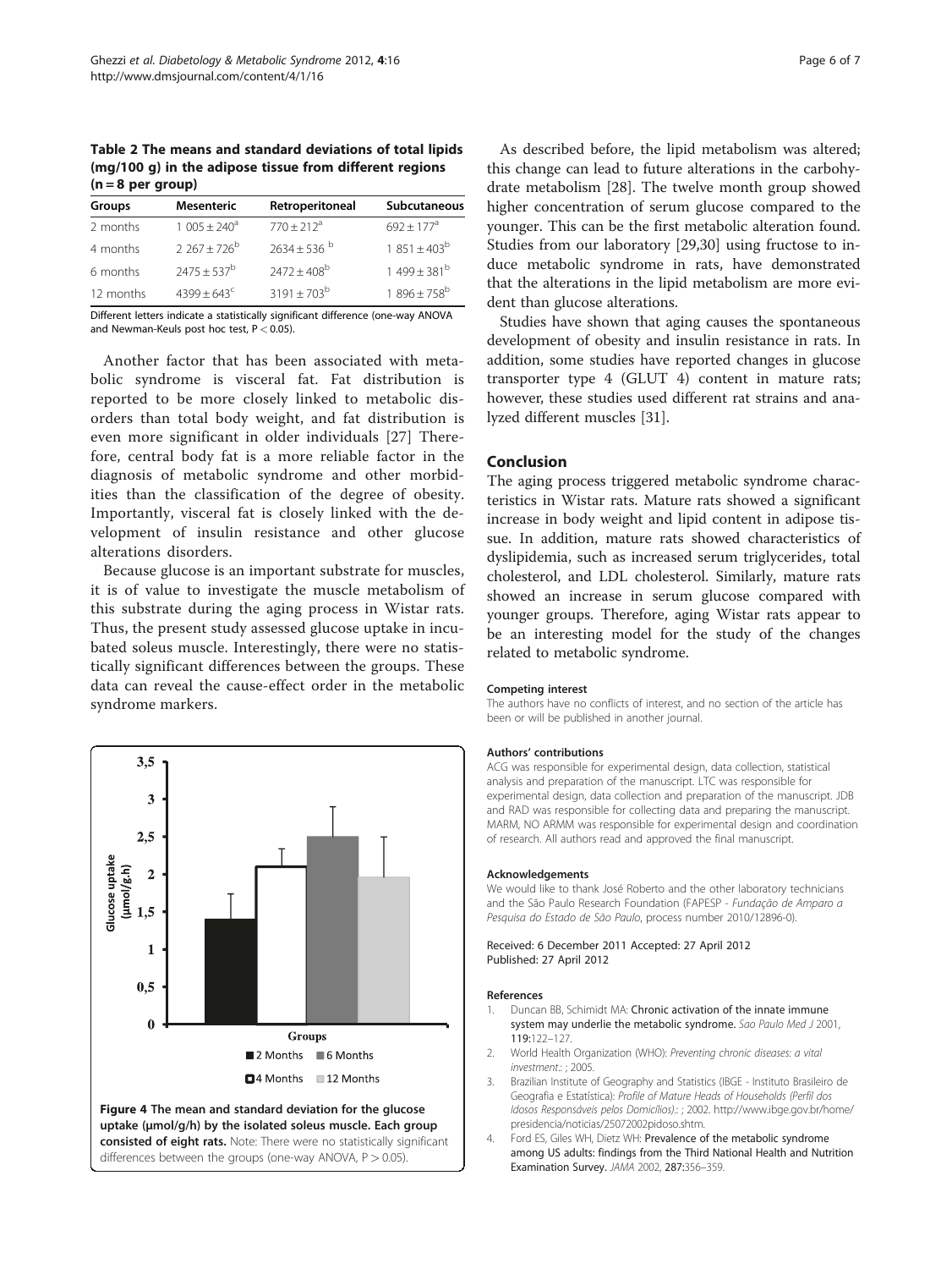**Table 2 The means and standard deviations of total lipids (mg/100 g) in the adipose tissue from different regions (n = 8 per group)**

| Groups | Mesenteric | Retroperitoneal | Subcutaneous |
|---|---|---|---|
| 2 months | 1 005 ± 240[a] | 770 ± 212[a] | 692 ± 177[a] |
| 4 months | 2 267 ± 726[b] | 2634 ± 536 [b] | 1 851 ± 403[b] |
| 6 months | 2475 ± 537[b] | 2472 ± 408[b] | 1 499 ± 381[b] |
| 12 months | 4399 ± 643[c] | 3191 ± 703[b] | 1 896 ± 758[b] |

Different letters indicate a statistically significant difference (one-way ANOVA and Newman-Keuls post hoc test, $P < 0.05$).

Another factor that has been associated with metabolic syndrome is visceral fat. Fat distribution is reported to be more closely linked to metabolic disorders than total body weight, and fat distribution is even more significant in older individuals [27] Therefore, central body fat is a more reliable factor in the diagnosis of metabolic syndrome and other morbidities than the classification of the degree of obesity. Importantly, visceral fat is closely linked with the development of insulin resistance and other glucose alterations disorders.

Because glucose is an important substrate for muscles, it is of value to investigate the muscle metabolism of this substrate during the aging process in Wistar rats. Thus, the present study assessed glucose uptake in incubated soleus muscle. Interestingly, there were no statistically significant differences between the groups. These data can reveal the cause-effect order in the metabolic syndrome markers.

**Figure 4 The mean and standard deviation for the glucose uptake (μmol/g/h) by the isolated soleus muscle. Each group consisted of eight rats.** Note: There were no statistically significant differences between the groups (one-way ANOVA, $P > 0.05$).

As described before, the lipid metabolism was altered; this change can lead to future alterations in the carbohydrate metabolism [28]. The twelve month group showed higher concentration of serum glucose compared to the younger. This can be the first metabolic alteration found. Studies from our laboratory [29,30] using fructose to induce metabolic syndrome in rats, have demonstrated that the alterations in the lipid metabolism are more evident than glucose alterations.

Studies have shown that aging causes the spontaneous development of obesity and insulin resistance in rats. In addition, some studies have reported changes in glucose transporter type 4 (GLUT 4) content in mature rats; however, these studies used different rat strains and analyzed different muscles [31].

## Conclusion

The aging process triggered metabolic syndrome characteristics in Wistar rats. Mature rats showed a significant increase in body weight and lipid content in adipose tissue. In addition, mature rats showed characteristics of dyslipidemia, such as increased serum triglycerides, total cholesterol, and LDL cholesterol. Similarly, mature rats showed an increase in serum glucose compared with younger groups. Therefore, aging Wistar rats appear to be an interesting model for the study of the changes related to metabolic syndrome.

#### Competing interest

The authors have no conflicts of interest, and no section of the article has been or will be published in another journal.

#### Authors' contributions

ACG was responsible for experimental design, data collection, statistical analysis and preparation of the manuscript. LTC was responsible for experimental design, data collection and preparation of the manuscript. JDB and RAD was responsible for collecting data and preparing the manuscript. MARM, NO ARMM was responsible for experimental design and coordination of research. All authors read and approved the final manuscript.

#### Acknowledgements

We would like to thank José Roberto and the other laboratory technicians and the São Paulo Research Foundation (FAPESP - *Fundação de Amparo a Pesquisa do Estado de São Paulo*, process number 2010/12896-0).

Received: 6 December 2011 Accepted: 27 April 2012
Published: 27 April 2012

#### References

1. Duncan BB, Schimidt MA: **Chronic activation of the innate immune system may underlie the metabolic syndrome.** *Sao Paulo Med J* 2001, **119**:122–127.
2. World Health Organization (WHO): *Preventing chronic diseases: a vital investment:*; 2005.
3. Brazilian Institute of Geography and Statistics (IBGE - Instituto Brasileiro de Geografia e Estatística): *Profile of Mature Heads of Households (Perfil dos Idosos Responsáveis pelos Domicílios):*; 2002. http://www.ibge.gov.br/home/presidencia/noticias/25072002pidoso.shtm.
4. Ford ES, Giles WH, Dietz WH: **Prevalence of the metabolic syndrome among US adults: findings from the Third National Health and Nutrition Examination Survey.** *JAMA* 2002, **287**:356–359.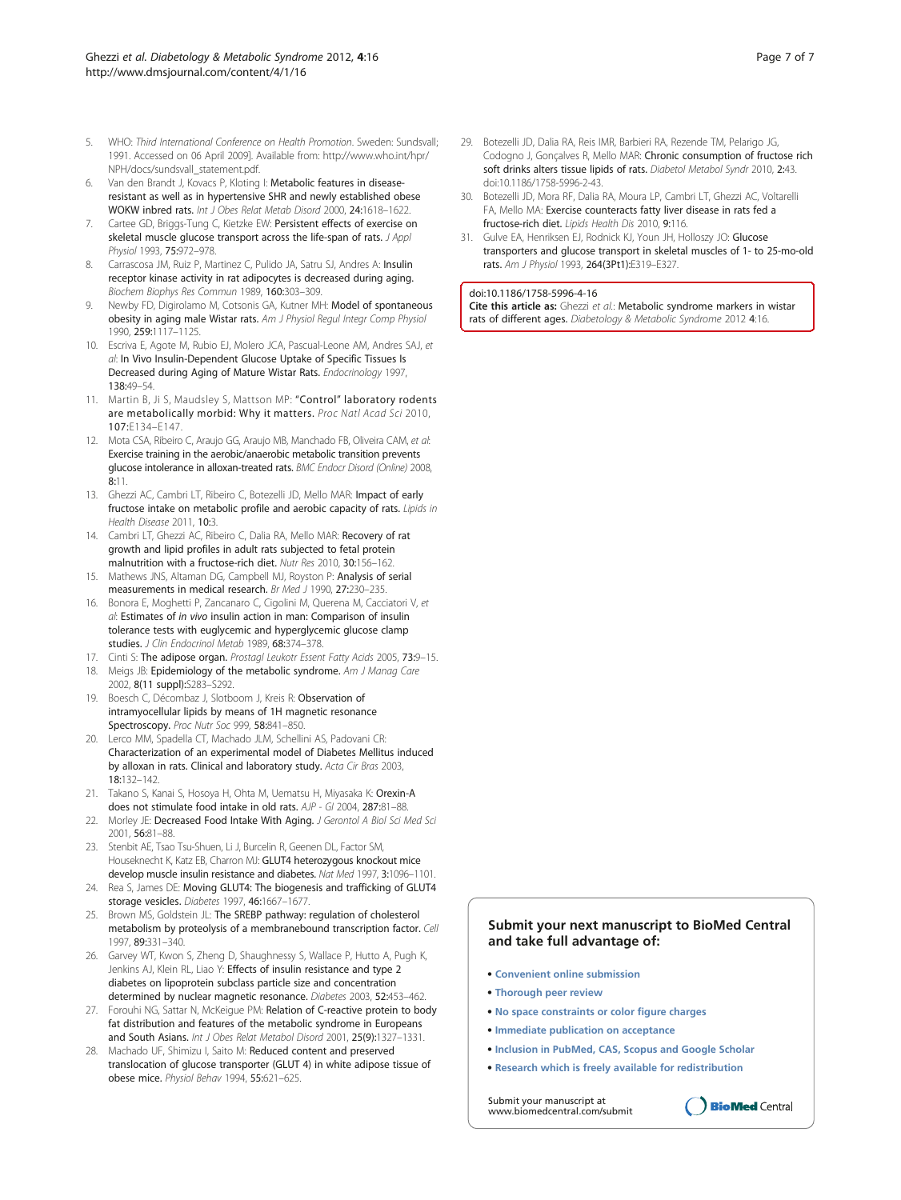5. WHO: *Third International Conference on Health Promotion*. Sweden: Sundsvall; 1991. Accessed on 06 April 2009]. Available from: http://www.who.int/hpr/NPH/docs/sundsvall_statement.pdf.
6. Van den Brandt J, Kovacs P, Kloting I: **Metabolic features in disease-resistant as well as in hypertensive SHR and newly established obese WOKW inbred rats.** *Int J Obes Relat Metab Disord* 2000, **24**:1618–1622.
7. Cartee GD, Briggs-Tung C, Kietzke EW: **Persistent effects of exercise on skeletal muscle glucose transport across the life-span of rats.** *J Appl Physiol* 1993, **75**:972–978.
8. Carrascosa JM, Ruiz P, Martinez C, Pulido JA, Satru SJ, Andres A: **Insulin receptor kinase activity in rat adipocytes is decreased during aging.** *Biochem Biophys Res Commun* 1989, **160**:303–309.
9. Newby FD, Digirolamo M, Cotsonis GA, Kutner MH: **Model of spontaneous obesity in aging male Wistar rats.** *Am J Physiol Regul Integr Comp Physiol* 1990, **259**:1117–1125.
10. Escriva E, Agote M, Rubio EJ, Molero JCA, Pascual-Leone AM, Andres SAJ, *et al*: **In Vivo Insulin-Dependent Glucose Uptake of Specific Tissues Is Decreased during Aging of Mature Wistar Rats.** *Endocrinology* 1997, **138**:49–54.
11. Martin B, Ji S, Maudsley S, Mattson MP: **"Control" laboratory rodents are metabolically morbid: Why it matters.** *Proc Natl Acad Sci* 2010, **107**:E134–E147.
12. Mota CSA, Ribeiro C, Araujo GG, Araujo MB, Manchado FB, Oliveira CAM, *et al*: **Exercise training in the aerobic/anaerobic metabolic transition prevents glucose intolerance in alloxan-treated rats.** *BMC Endocr Disord (Online)* 2008, **8**:11.
13. Ghezzi AC, Cambri LT, Ribeiro C, Botezelli JD, Mello MAR: **Impact of early fructose intake on metabolic profile and aerobic capacity of rats.** *Lipids in Health Disease* 2011, **10**:3.
14. Cambri LT, Ghezzi AC, Ribeiro C, Dalia RA, Mello MAR: **Recovery of rat growth and lipid profiles in adult rats subjected to fetal protein malnutrition with a fructose-rich diet.** *Nutr Res* 2010, **30**:156–162.
15. Mathews JNS, Altaman DG, Campbell MJ, Royston P: **Analysis of serial measurements in medical research.** *Br Med J* 1990, **27**:230–235.
16. Bonora E, Moghetti P, Zancanaro C, Cigolini M, Querena M, Cacciatori V, *et al*: **Estimates of *in vivo* insulin action in man: Comparison of insulin tolerance tests with euglycemic and hyperglycemic glucose clamp studies.** *J Clin Endocrinol Metab* 1989, **68**:374–378.
17. Cinti S: **The adipose organ.** *Prostagl Leukotr Essent Fatty Acids* 2005, **73**:9–15.
18. Meigs JB: **Epidemiology of the metabolic syndrome.** *Am J Manag Care* 2002, **8(11 suppl)**:S283–S292.
19. Boesch C, Décombaz J, Slotboom J, Kreis R: **Observation of intramyocellular lipids by means of 1H magnetic resonance Spectroscopy.** *Proc Nutr Soc* 999, **58**:841–850.
20. Lerco MM, Spadella CT, Machado JLM, Schellini AS, Padovani CR: **Characterization of an experimental model of Diabetes Mellitus induced by alloxan in rats. Clinical and laboratory study.** *Acta Cir Bras* 2003, **18**:132–142.
21. Takano S, Kanai S, Hosoya H, Ohta M, Uematsu H, Miyasaka K: **Orexin-A does not stimulate food intake in old rats.** *AJP - GI* 2004, **287**:81–88.
22. Morley JE: **Decreased Food Intake With Aging.** *J Gerontol A Biol Sci Med Sci* 2001, **56**:81–88.
23. Stenbit AE, Tsao Tsu-Shuen, Li J, Burcelin R, Geenen DL, Factor SM, Houseknecht K, Katz EB, Charron MJ: **GLUT4 heterozygous knockout mice develop muscle insulin resistance and diabetes.** *Nat Med* 1997, **3**:1096–1101.
24. Rea S, James DE: **Moving GLUT4: The biogenesis and trafficking of GLUT4 storage vesicles.** *Diabetes* 1997, **46**:1667–1677.
25. Brown MS, Goldstein JL: **The SREBP pathway: regulation of cholesterol metabolism by proteolysis of a membranebound transcription factor.** *Cell* 1997, **89**:331–340.
26. Garvey WT, Kwon S, Zheng D, Shaughnessy S, Wallace P, Hutto A, Pugh K, Jenkins AJ, Klein RL, Liao Y: **Effects of insulin resistance and type 2 diabetes on lipoprotein subclass particle size and concentration determined by nuclear magnetic resonance.** *Diabetes* 2003, **52**:453–462.
27. Forouhi NG, Sattar N, McKeigue PM: **Relation of C-reactive protein to body fat distribution and features of the metabolic syndrome in Europeans and South Asians.** *Int J Obes Relat Metabol Disord* 2001, **25(9)**:1327–1331.
28. Machado UF, Shimizu I, Saito M: **Reduced content and preserved translocation of glucose transporter (GLUT 4) in white adipose tissue of obese mice.** *Physiol Behav* 1994, **55**:621–625.
29. Botezelli JD, Dalia RA, Reis IMR, Barbieri RA, Rezende TM, Pelarigo JG, Codogno J, Gonçalves R, Mello MAR: **Chronic consumption of fructose rich soft drinks alters tissue lipids of rats.** *Diabetol Metabol Syndr* 2010, **2**:43. doi:10.1186/1758-5996-2-43.
30. Botezelli JD, Mora RF, Dalia RA, Moura LP, Cambri LT, Ghezzi AC, Voltarelli FA, Mello MA: **Exercise counteracts fatty liver disease in rats fed a fructose-rich diet.** *Lipids Health Dis* 2010, **9**:116.
31. Gulve EA, Henriksen EJ, Rodnick KJ, Youn JH, Holloszy JO: **Glucose transporters and glucose transport in skeletal muscles of 1- to 25-mo-old rats.** *Am J Physiol* 1993, **264(3Pt1)**:E319–E327.

doi:10.1186/1758-5996-4-16

**Cite this article as:** Ghezzi *et al.*: Metabolic syndrome markers in wistar rats of different ages. *Diabetology & Metabolic Syndrome* 2012 **4**:16.

**Submit your next manuscript to BioMed Central and take full advantage of:**

- **Convenient online submission**
- **Thorough peer review**
- **No space constraints or color figure charges**
- **Immediate publication on acceptance**
- **Inclusion in PubMed, CAS, Scopus and Google Scholar**
- **Research which is freely available for redistribution**

Submit your manuscript at www.biomedcentral.com/submit